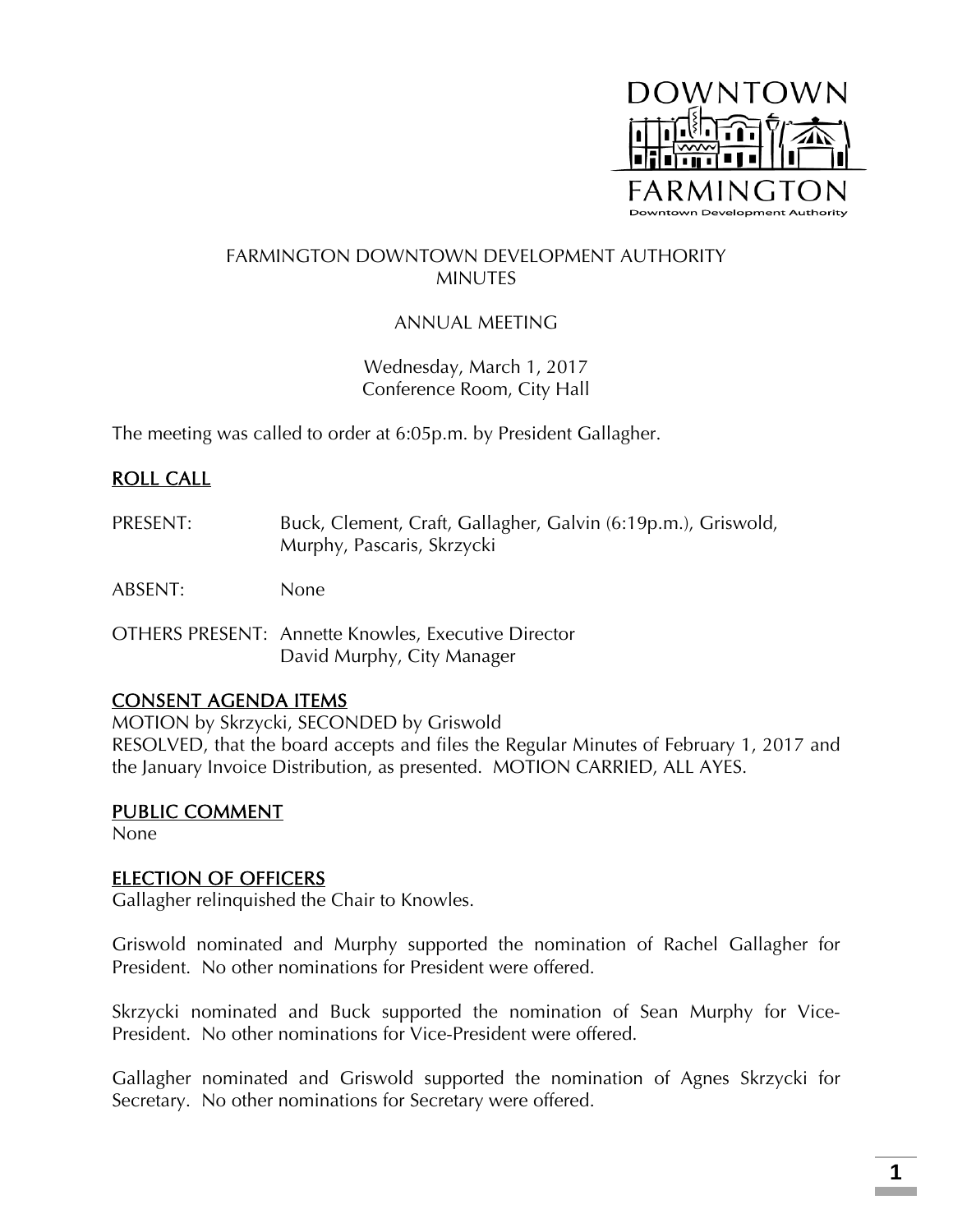DOWNTOWN FARMINGTON
Downtown Development Authority

# FARMINGTON DOWNTOWN DEVELOPMENT AUTHORITY MINUTES

## ANNUAL MEETING

Wednesday, March 1, 2017
Conference Room, City Hall

The meeting was called to order at 6:05p.m. by President Gallagher.

## ROLL CALL

PRESENT: Buck, Clement, Craft, Gallagher, Galvin (6:19p.m.), Griswold, Murphy, Pascaris, Skrzycki

ABSENT: None

OTHERS PRESENT: Annette Knowles, Executive Director
David Murphy, City Manager

## CONSENT AGENDA ITEMS

MOTION by Skrzycki, SECONDED by Griswold
RESOLVED, that the board accepts and files the Regular Minutes of February 1, 2017 and the January Invoice Distribution, as presented. MOTION CARRIED, ALL AYES.

## PUBLIC COMMENT

None

## ELECTION OF OFFICERS

Gallagher relinquished the Chair to Knowles.

Griswold nominated and Murphy supported the nomination of Rachel Gallagher for President. No other nominations for President were offered.

Skrzycki nominated and Buck supported the nomination of Sean Murphy for Vice-President. No other nominations for Vice-President were offered.

Gallagher nominated and Griswold supported the nomination of Agnes Skrzycki for Secretary. No other nominations for Secretary were offered.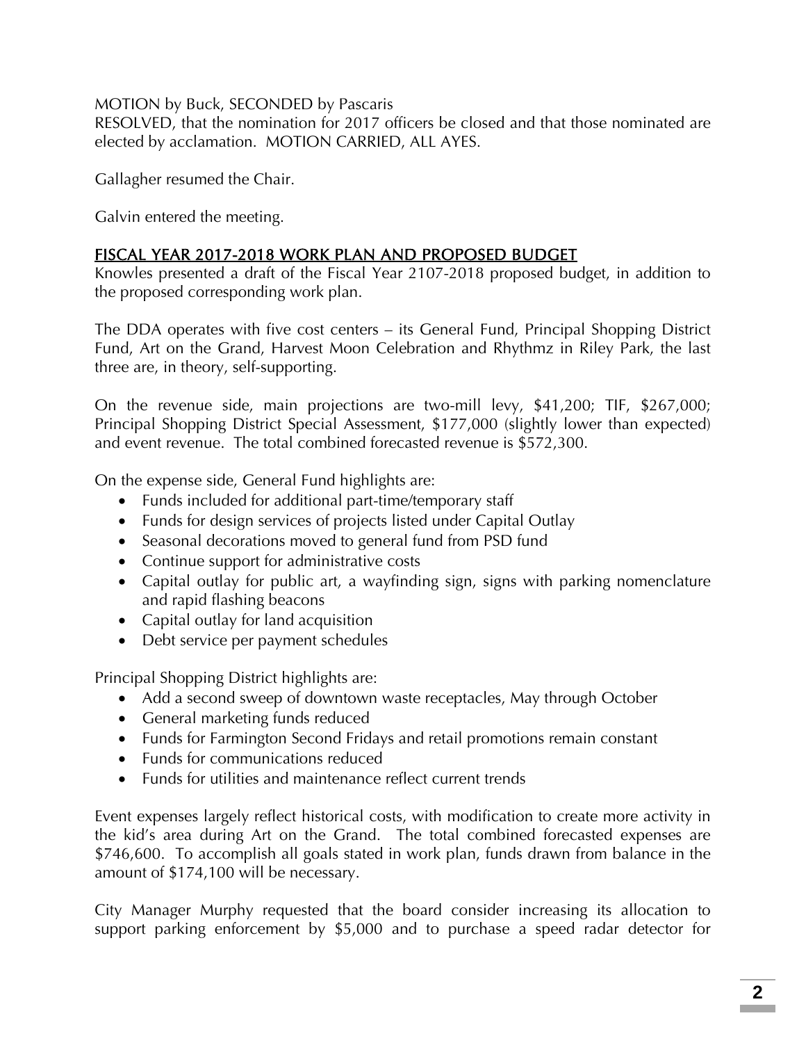MOTION by Buck, SECONDED by Pascaris
RESOLVED, that the nomination for 2017 officers be closed and that those nominated are elected by acclamation. MOTION CARRIED, ALL AYES.

Gallagher resumed the Chair.

Galvin entered the meeting.

## FISCAL YEAR 2017-2018 WORK PLAN AND PROPOSED BUDGET

Knowles presented a draft of the Fiscal Year 2107-2018 proposed budget, in addition to the proposed corresponding work plan.

The DDA operates with five cost centers – its General Fund, Principal Shopping District Fund, Art on the Grand, Harvest Moon Celebration and Rhythmz in Riley Park, the last three are, in theory, self-supporting.

On the revenue side, main projections are two-mill levy, $41,200; TIF, $267,000; Principal Shopping District Special Assessment, $177,000 (slightly lower than expected) and event revenue. The total combined forecasted revenue is $572,300.

On the expense side, General Fund highlights are:

- Funds included for additional part-time/temporary staff
- Funds for design services of projects listed under Capital Outlay
- Seasonal decorations moved to general fund from PSD fund
- Continue support for administrative costs
- Capital outlay for public art, a wayfinding sign, signs with parking nomenclature and rapid flashing beacons
- Capital outlay for land acquisition
- Debt service per payment schedules

Principal Shopping District highlights are:

- Add a second sweep of downtown waste receptacles, May through October
- General marketing funds reduced
- Funds for Farmington Second Fridays and retail promotions remain constant
- Funds for communications reduced
- Funds for utilities and maintenance reflect current trends

Event expenses largely reflect historical costs, with modification to create more activity in the kid's area during Art on the Grand. The total combined forecasted expenses are $746,600. To accomplish all goals stated in work plan, funds drawn from balance in the amount of $174,100 will be necessary.

City Manager Murphy requested that the board consider increasing its allocation to support parking enforcement by $5,000 and to purchase a speed radar detector for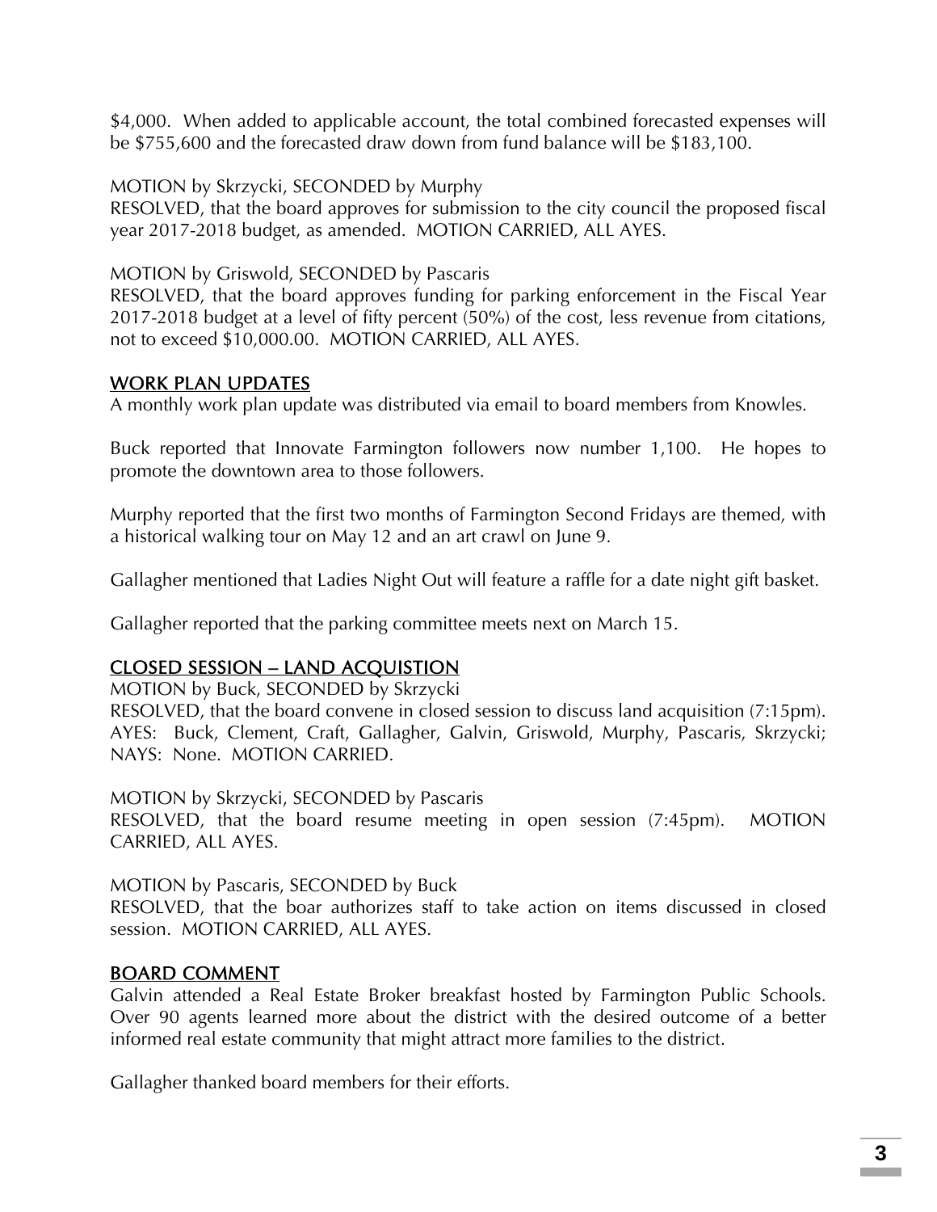$4,000. When added to applicable account, the total combined forecasted expenses will be $755,600 and the forecasted draw down from fund balance will be $183,100.

MOTION by Skrzycki, SECONDED by Murphy
RESOLVED, that the board approves for submission to the city council the proposed fiscal year 2017-2018 budget, as amended. MOTION CARRIED, ALL AYES.

MOTION by Griswold, SECONDED by Pascaris
RESOLVED, that the board approves funding for parking enforcement in the Fiscal Year 2017-2018 budget at a level of fifty percent (50%) of the cost, less revenue from citations, not to exceed $10,000.00. MOTION CARRIED, ALL AYES.

## WORK PLAN UPDATES

A monthly work plan update was distributed via email to board members from Knowles.

Buck reported that Innovate Farmington followers now number 1,100. He hopes to promote the downtown area to those followers.

Murphy reported that the first two months of Farmington Second Fridays are themed, with a historical walking tour on May 12 and an art crawl on June 9.

Gallagher mentioned that Ladies Night Out will feature a raffle for a date night gift basket.

Gallagher reported that the parking committee meets next on March 15.

## CLOSED SESSION – LAND ACQUISTION

MOTION by Buck, SECONDED by Skrzycki
RESOLVED, that the board convene in closed session to discuss land acquisition (7:15pm). AYES: Buck, Clement, Craft, Gallagher, Galvin, Griswold, Murphy, Pascaris, Skrzycki; NAYS: None. MOTION CARRIED.

MOTION by Skrzycki, SECONDED by Pascaris
RESOLVED, that the board resume meeting in open session (7:45pm). MOTION CARRIED, ALL AYES.

MOTION by Pascaris, SECONDED by Buck
RESOLVED, that the boar authorizes staff to take action on items discussed in closed session. MOTION CARRIED, ALL AYES.

## BOARD COMMENT

Galvin attended a Real Estate Broker breakfast hosted by Farmington Public Schools. Over 90 agents learned more about the district with the desired outcome of a better informed real estate community that might attract more families to the district.

Gallagher thanked board members for their efforts.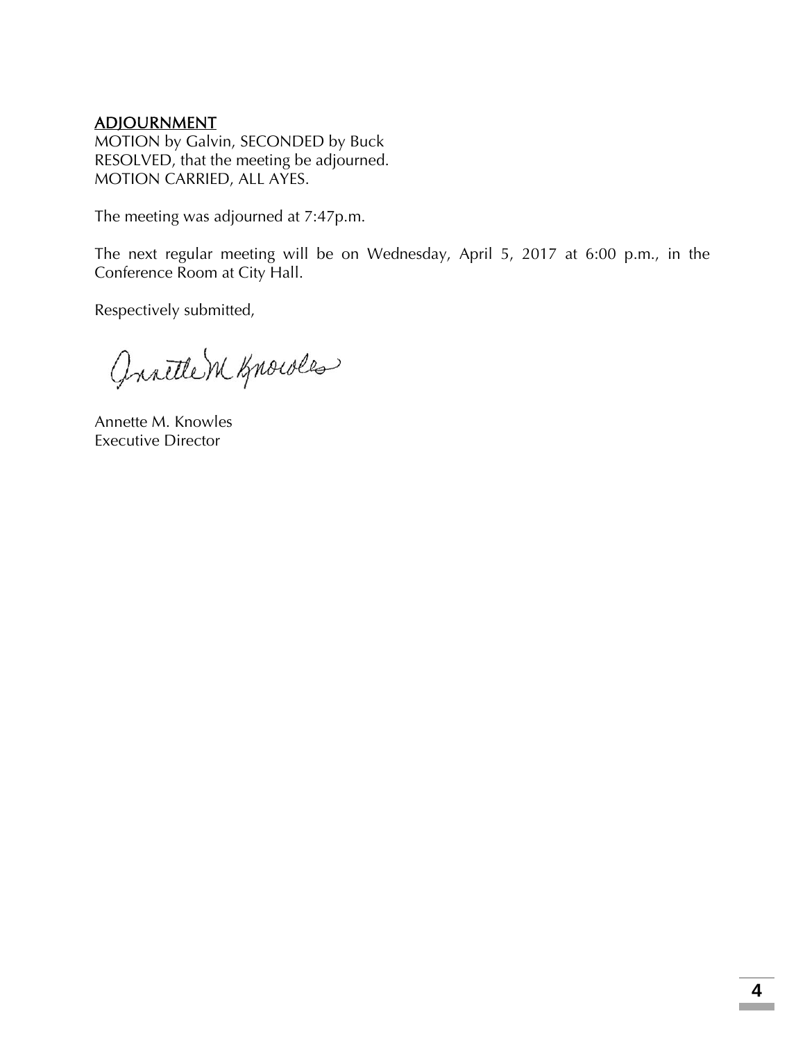## ADJOURNMENT

MOTION by Galvin, SECONDED by Buck
RESOLVED, that the meeting be adjourned.
MOTION CARRIED, ALL AYES.

The meeting was adjourned at 7:47p.m.

The next regular meeting will be on Wednesday, April 5, 2017 at 6:00 p.m., in the Conference Room at City Hall.

Respectively submitted,

Annette M. Knowles
Executive Director